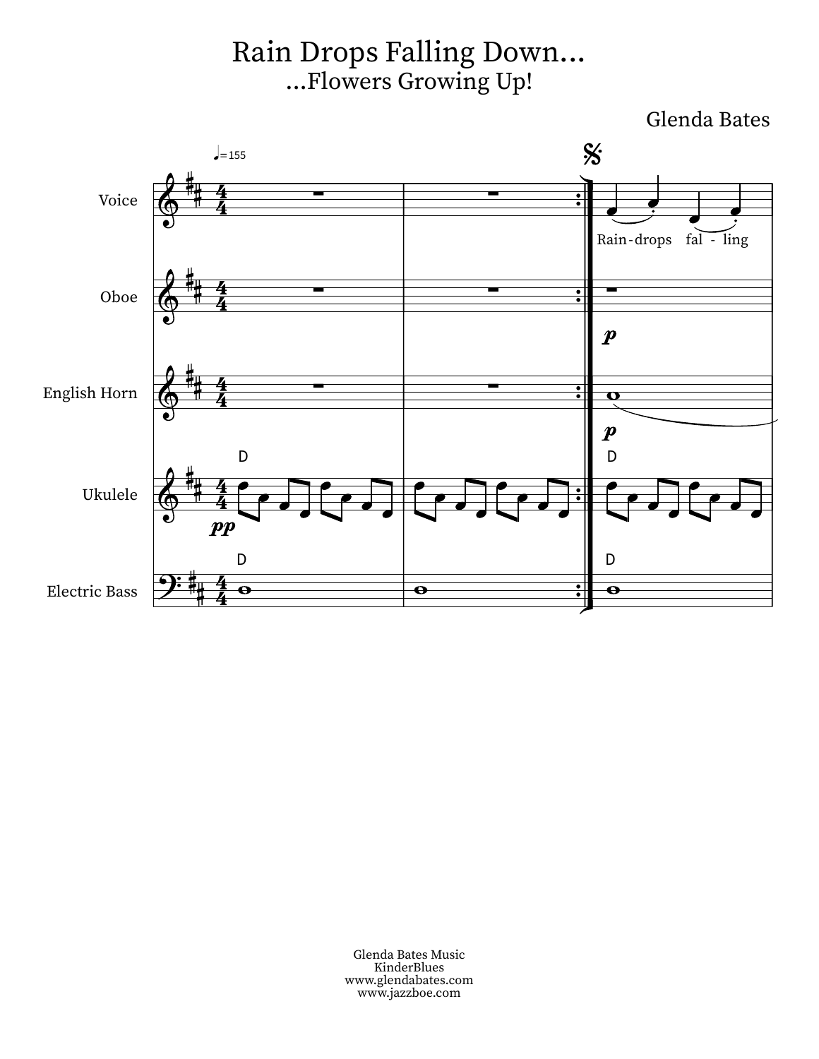# Rain Drops Falling Down...

## ...Flowers Growing Up!

Glenda Bates

Glenda Bates Music
KinderBlues
www.glendabates.com
www.jazzboe.com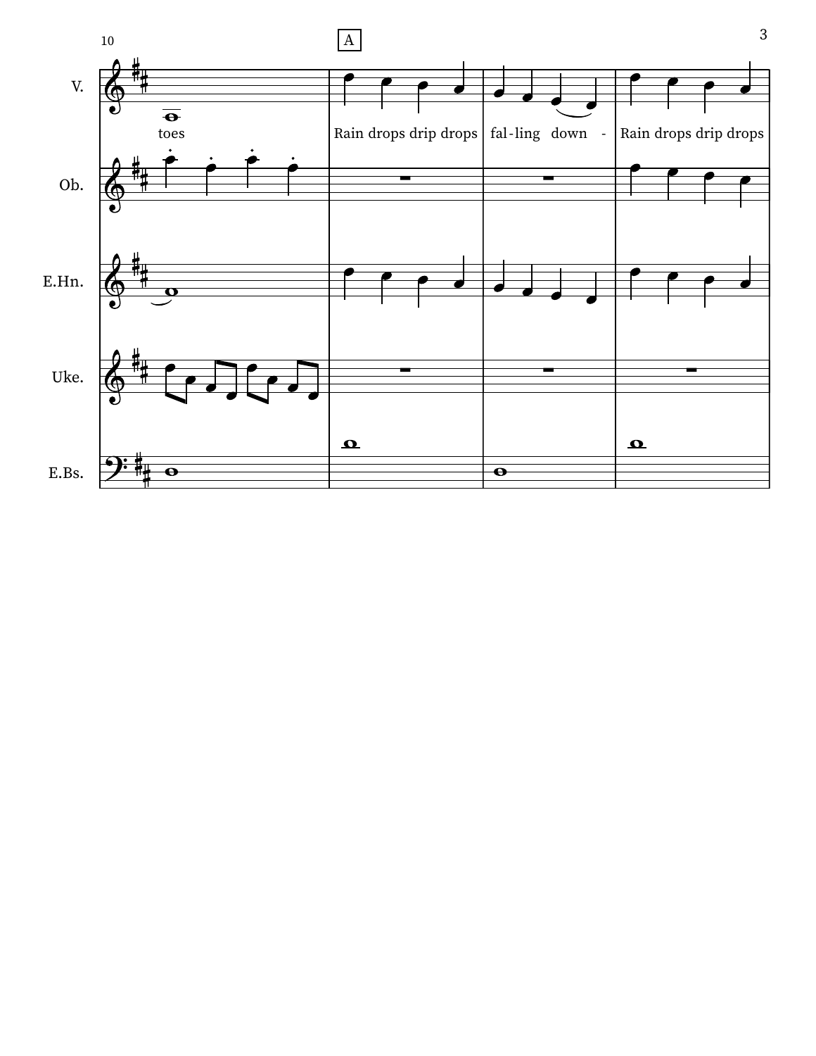10

A

V.

toes

Rain drops drip drops

fal - ling down -

Rain drops drip drops

Ob.

E.Hn.

Uke.

E.Bs.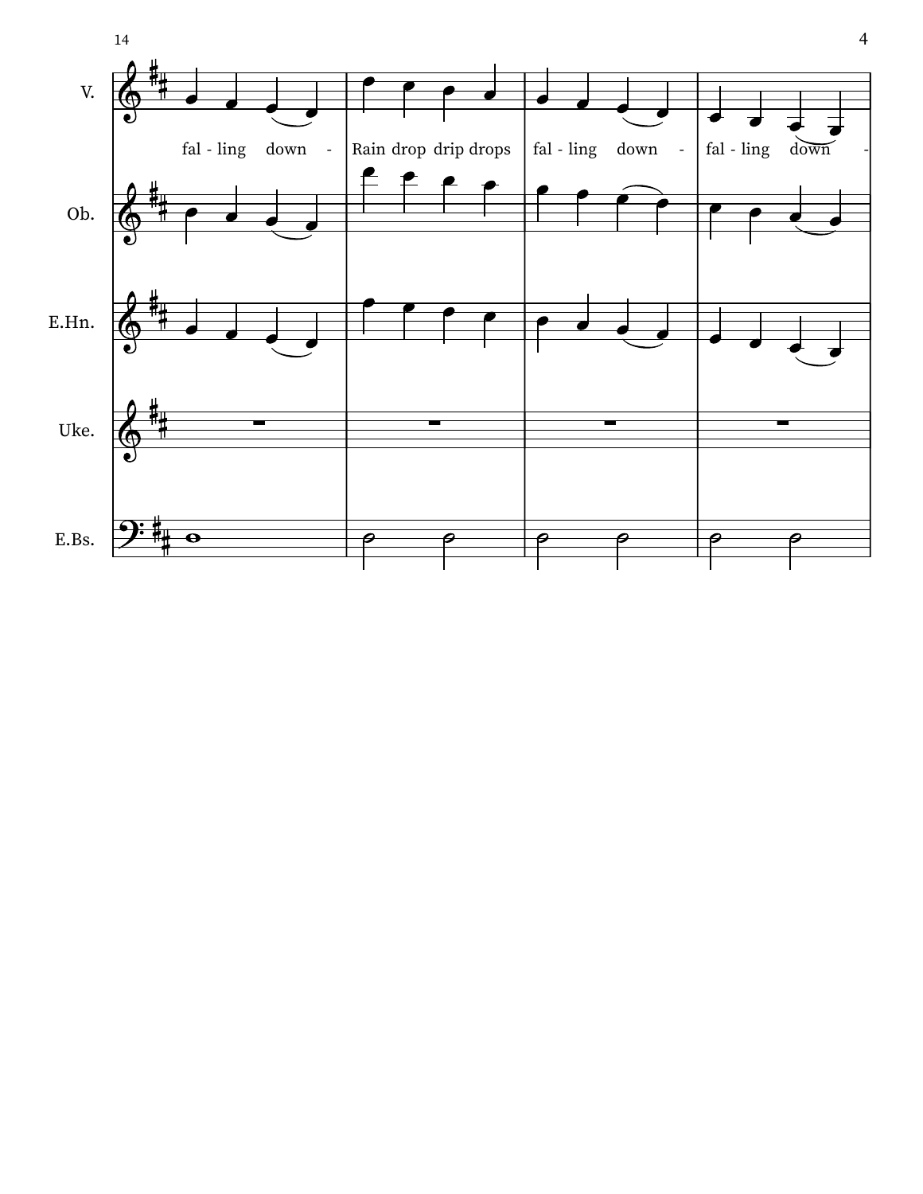14

V.

fal - ling down - Rain drop drip drops fal - ling down - fal - ling down -

Ob.

E.Hn.

Uke.

E.Bs.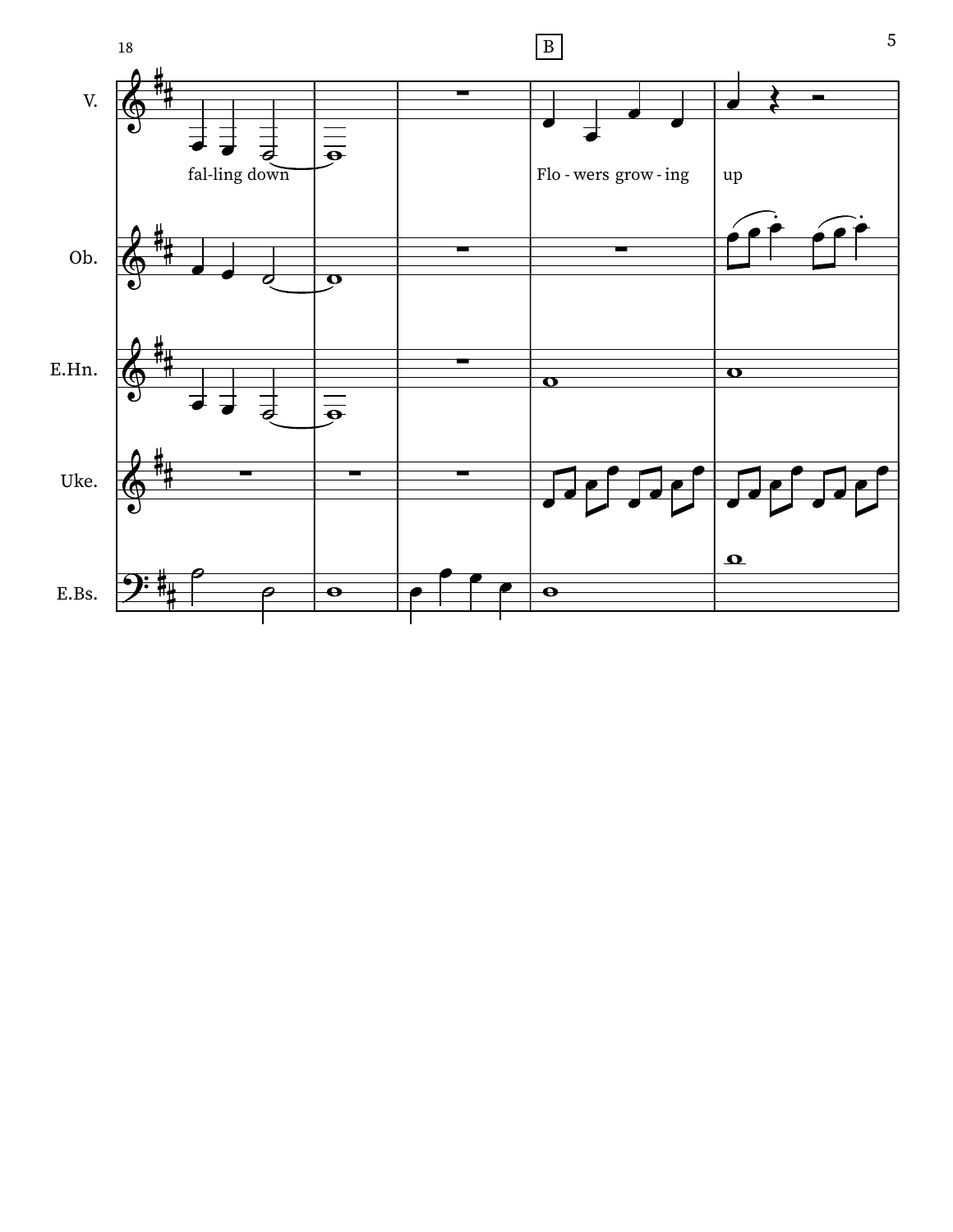B

V.

fal-ling down

Flo - wers grow - ing up

Ob.

E.Hn.

Uke.

E.Bs.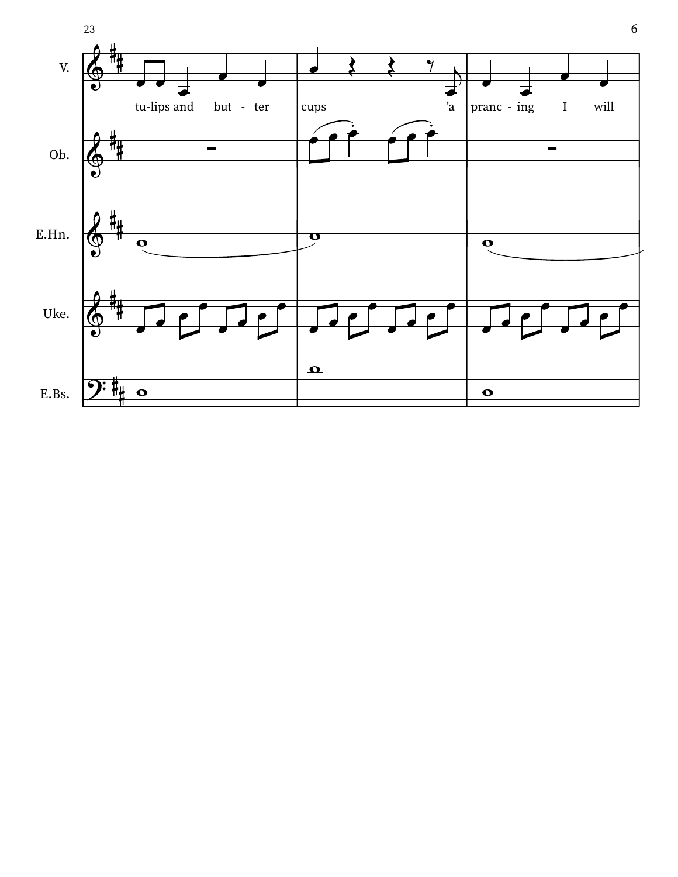V.

tu-lips and but - ter cups 'a pranc - ing I will

Ob.

E.Hn.

Uke.

E.Bs.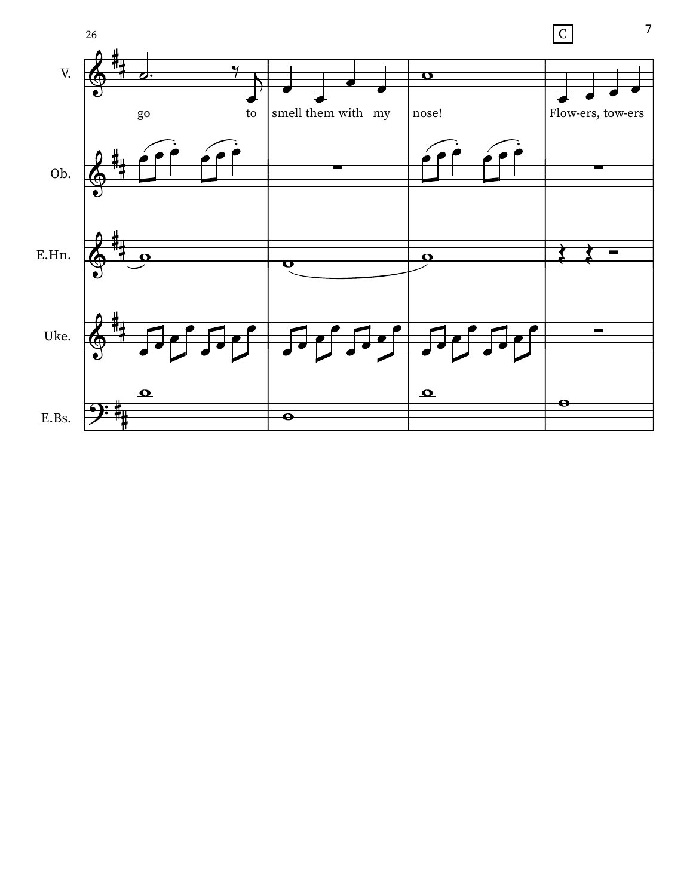26

C

V.: go to | smell them with my | nose! | Flow-ers, tow-ers

Ob.

E.Hn.

Uke.

E.Bs.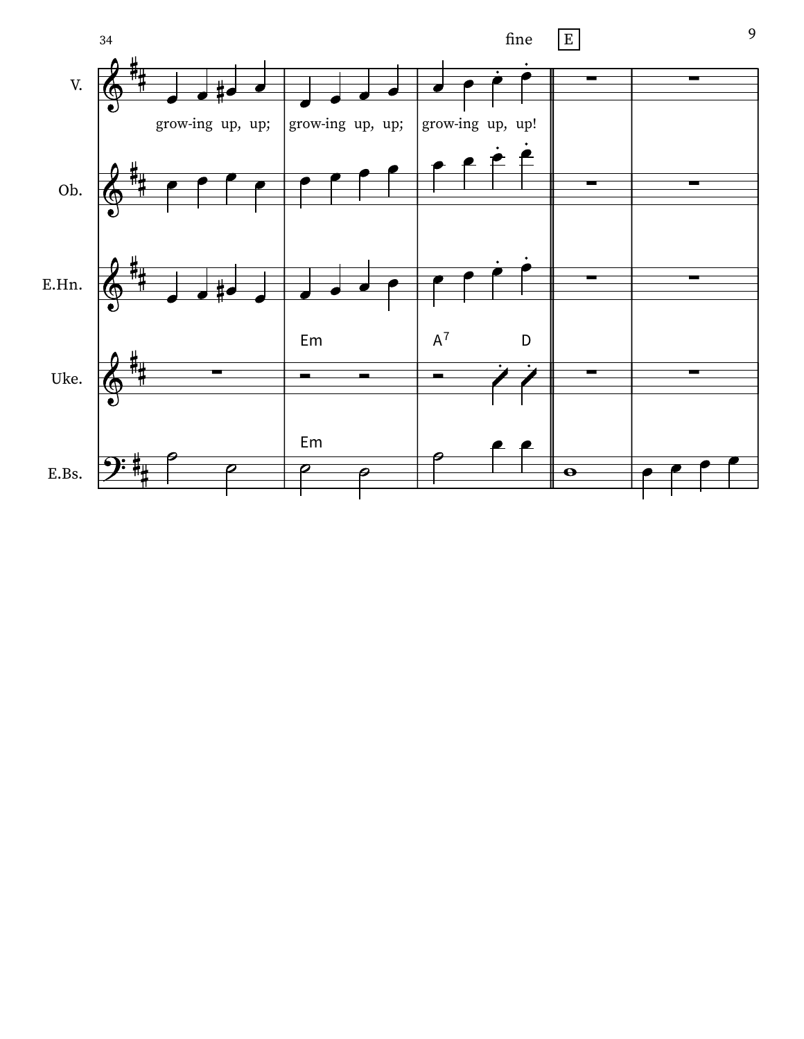34

fine **E**

V.

grow-ing up, up; grow-ing up, up; grow-ing up, up!

Ob.

E.Hn.

Uke.

Em A7 D

E.Bs.

Em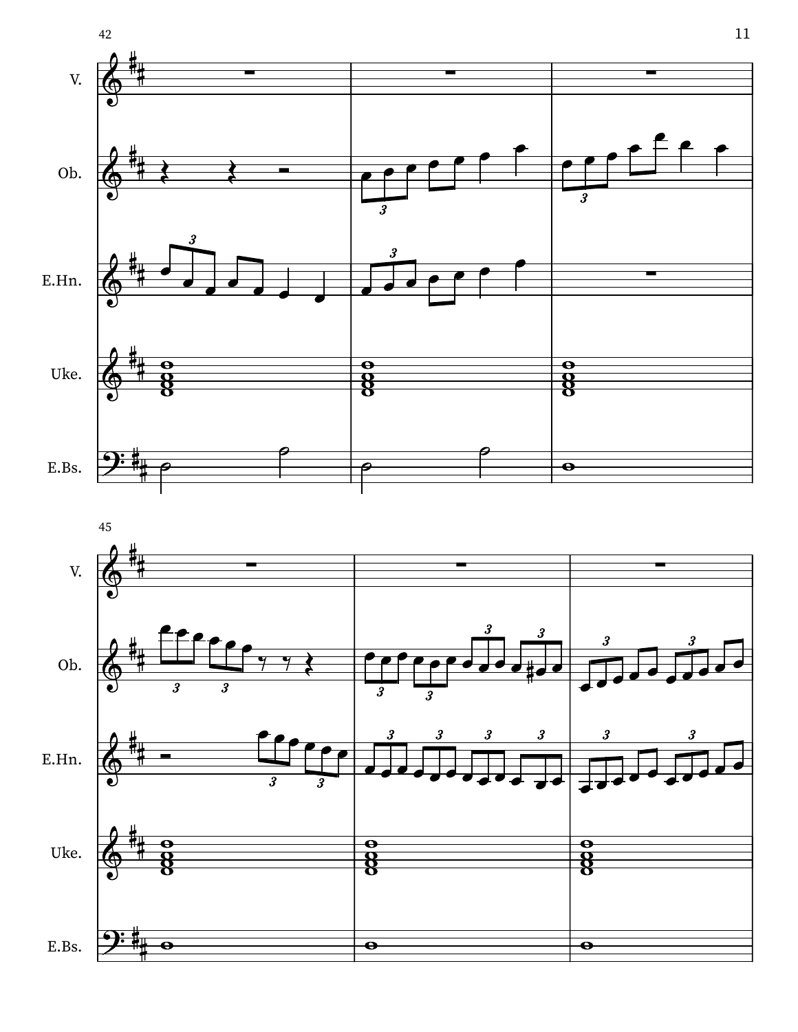42

V.

Ob.

E.Hn.

Uke.

E.Bs.

45

V.

Ob.

E.Hn.

Uke.

E.Bs.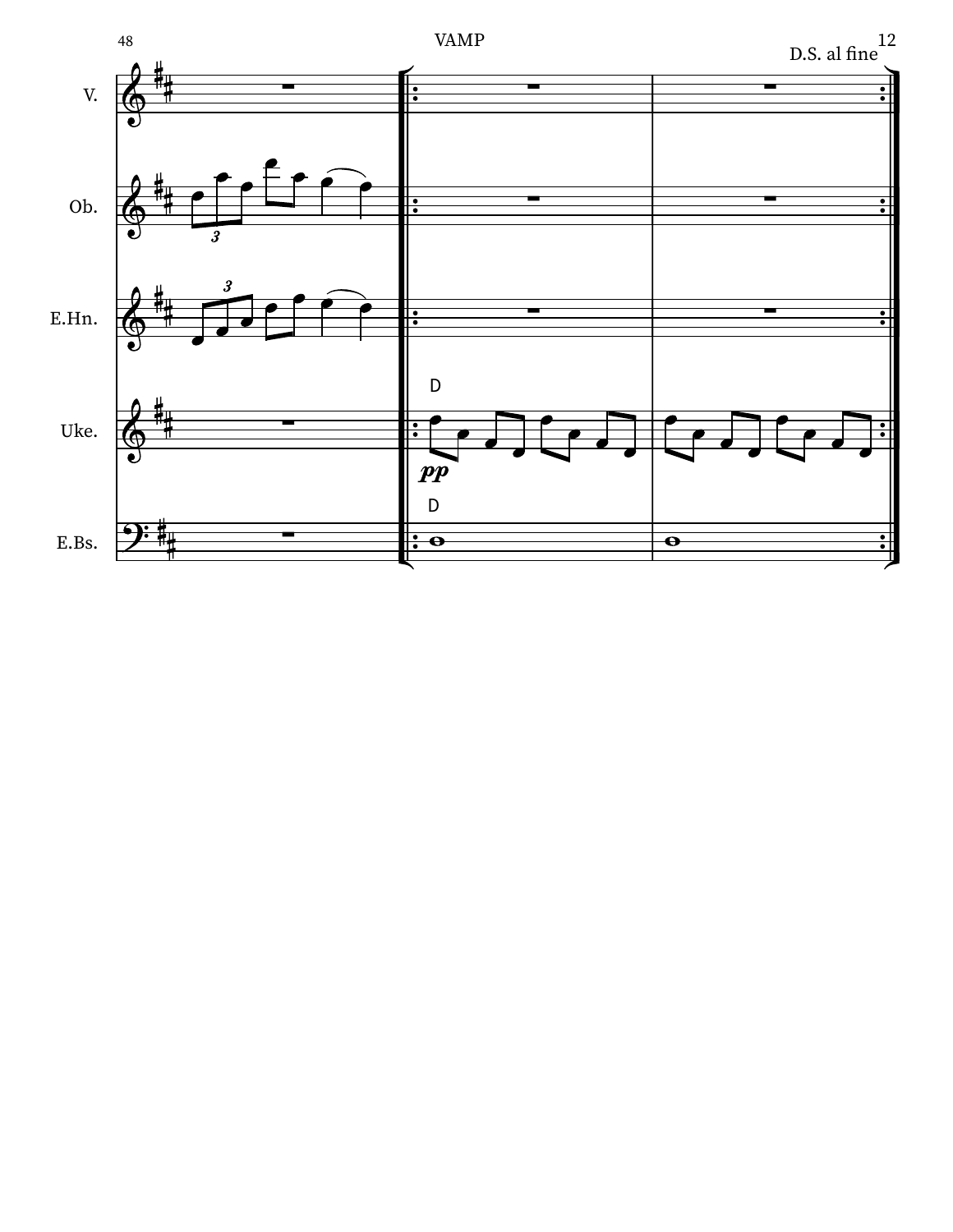VAMP

D.S. al fine

V.

Ob.

E.Hn.

Uke.

E.Bs.